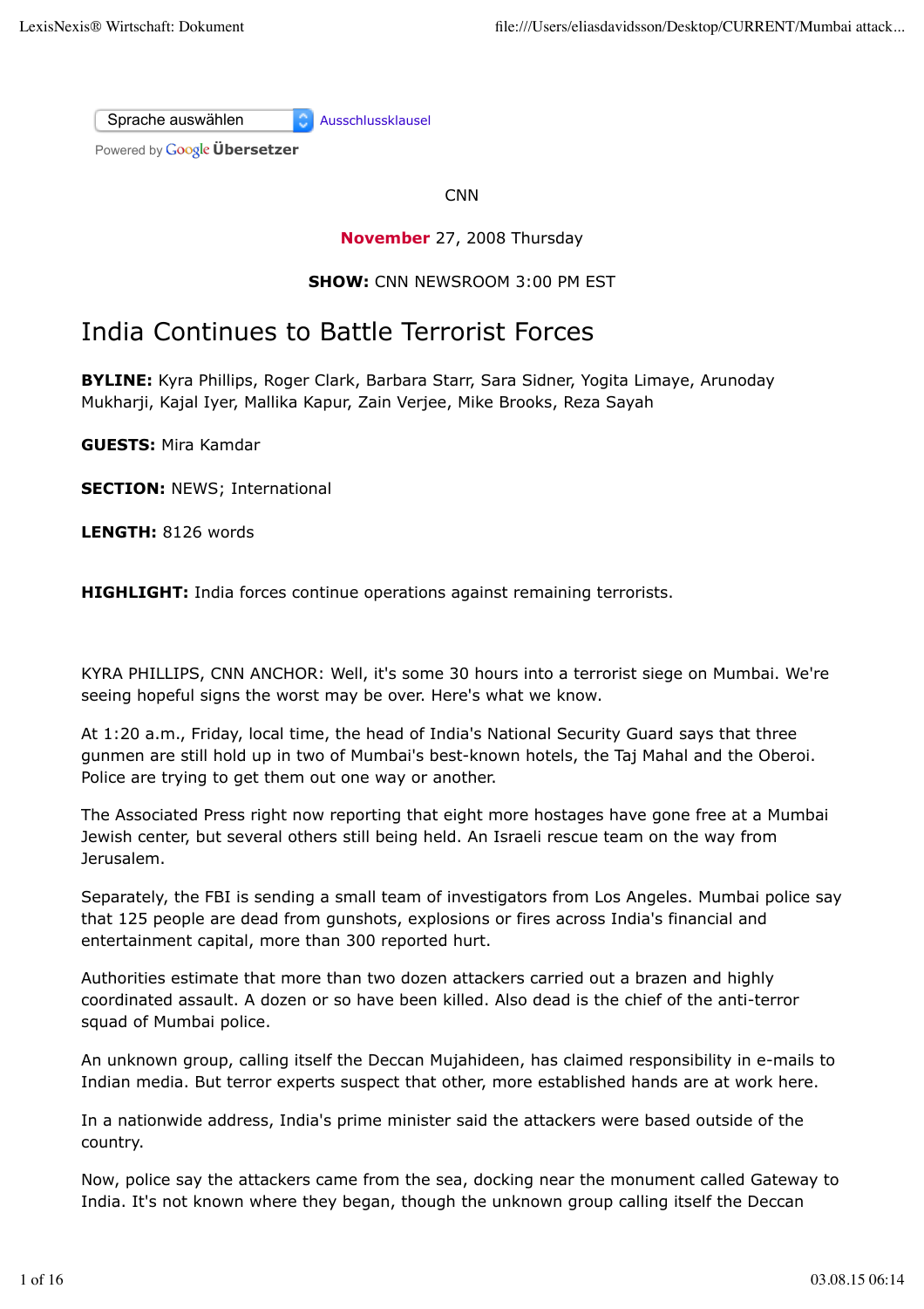Sprache auswählen Ausschlussklausel

Powered by Google Übersetzer

CNN

**November** 27, 2008 Thursday

**SHOW:** CNN NEWSROOM 3:00 PM EST

# India Continues to Battle Terrorist Forces

**BYLINE:** Kyra Phillips, Roger Clark, Barbara Starr, Sara Sidner, Yogita Limaye, Arunoday Mukharji, Kajal Iyer, Mallika Kapur, Zain Verjee, Mike Brooks, Reza Sayah

**GUESTS:** Mira Kamdar

**SECTION:** NEWS; International

**LENGTH:** 8126 words

**HIGHLIGHT:** India forces continue operations against remaining terrorists.

KYRA PHILLIPS, CNN ANCHOR: Well, it's some 30 hours into a terrorist siege on Mumbai. We're seeing hopeful signs the worst may be over. Here's what we know.

At 1:20 a.m., Friday, local time, the head of India's National Security Guard says that three gunmen are still hold up in two of Mumbai's best-known hotels, the Taj Mahal and the Oberoi. Police are trying to get them out one way or another.

The Associated Press right now reporting that eight more hostages have gone free at a Mumbai Jewish center, but several others still being held. An Israeli rescue team on the way from Jerusalem.

Separately, the FBI is sending a small team of investigators from Los Angeles. Mumbai police say that 125 people are dead from gunshots, explosions or fires across India's financial and entertainment capital, more than 300 reported hurt.

Authorities estimate that more than two dozen attackers carried out a brazen and highly coordinated assault. A dozen or so have been killed. Also dead is the chief of the anti-terror squad of Mumbai police.

An unknown group, calling itself the Deccan Mujahideen, has claimed responsibility in e-mails to Indian media. But terror experts suspect that other, more established hands are at work here.

In a nationwide address, India's prime minister said the attackers were based outside of the country.

Now, police say the attackers came from the sea, docking near the monument called Gateway to India. It's not known where they began, though the unknown group calling itself the Deccan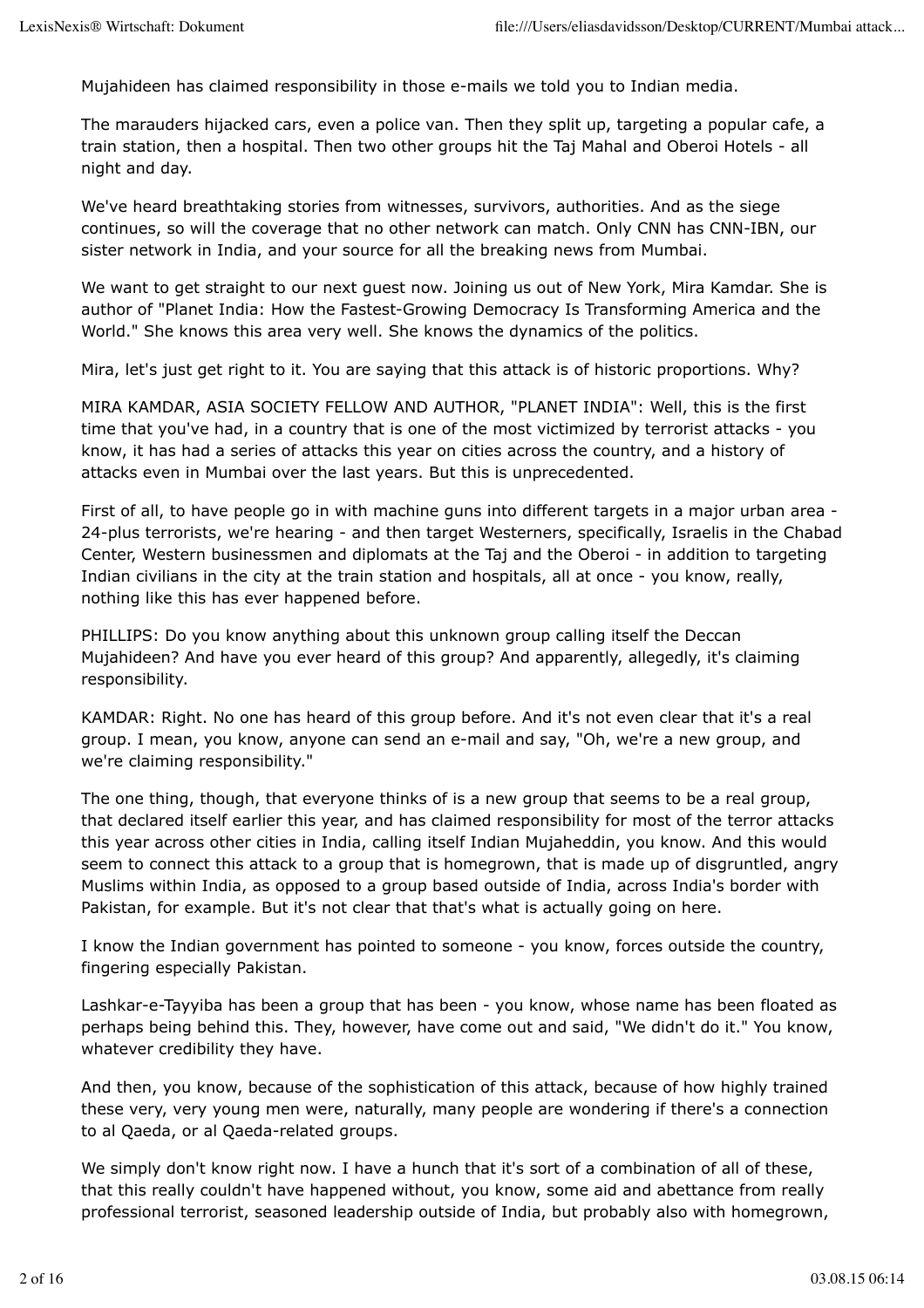Mujahideen has claimed responsibility in those e-mails we told you to Indian media.

The marauders hijacked cars, even a police van. Then they split up, targeting a popular cafe, a train station, then a hospital. Then two other groups hit the Taj Mahal and Oberoi Hotels - all night and day.

We've heard breathtaking stories from witnesses, survivors, authorities. And as the siege continues, so will the coverage that no other network can match. Only CNN has CNN-IBN, our sister network in India, and your source for all the breaking news from Mumbai.

We want to get straight to our next guest now. Joining us out of New York, Mira Kamdar. She is author of "Planet India: How the Fastest-Growing Democracy Is Transforming America and the World." She knows this area very well. She knows the dynamics of the politics.

Mira, let's just get right to it. You are saying that this attack is of historic proportions. Why?

MIRA KAMDAR, ASIA SOCIETY FELLOW AND AUTHOR, "PLANET INDIA": Well, this is the first time that you've had, in a country that is one of the most victimized by terrorist attacks - you know, it has had a series of attacks this year on cities across the country, and a history of attacks even in Mumbai over the last years. But this is unprecedented.

First of all, to have people go in with machine guns into different targets in a major urban area - 24-plus terrorists, we're hearing - and then target Westerners, specifically, Israelis in the Chabad Center, Western businessmen and diplomats at the Taj and the Oberoi - in addition to targeting Indian civilians in the city at the train station and hospitals, all at once - you know, really, nothing like this has ever happened before.

PHILLIPS: Do you know anything about this unknown group calling itself the Deccan Mujahideen? And have you ever heard of this group? And apparently, allegedly, it's claiming responsibility.

KAMDAR: Right. No one has heard of this group before. And it's not even clear that it's a real group. I mean, you know, anyone can send an e-mail and say, "Oh, we're a new group, and we're claiming responsibility."

The one thing, though, that everyone thinks of is a new group that seems to be a real group, that declared itself earlier this year, and has claimed responsibility for most of the terror attacks this year across other cities in India, calling itself Indian Mujaheddin, you know. And this would seem to connect this attack to a group that is homegrown, that is made up of disgruntled, angry Muslims within India, as opposed to a group based outside of India, across India's border with Pakistan, for example. But it's not clear that that's what is actually going on here.

I know the Indian government has pointed to someone - you know, forces outside the country, fingering especially Pakistan.

Lashkar-e-Tayyiba has been a group that has been - you know, whose name has been floated as perhaps being behind this. They, however, have come out and said, "We didn't do it." You know, whatever credibility they have.

And then, you know, because of the sophistication of this attack, because of how highly trained these very, very young men were, naturally, many people are wondering if there's a connection to al Qaeda, or al Qaeda-related groups.

We simply don't know right now. I have a hunch that it's sort of a combination of all of these, that this really couldn't have happened without, you know, some aid and abettance from really professional terrorist, seasoned leadership outside of India, but probably also with homegrown,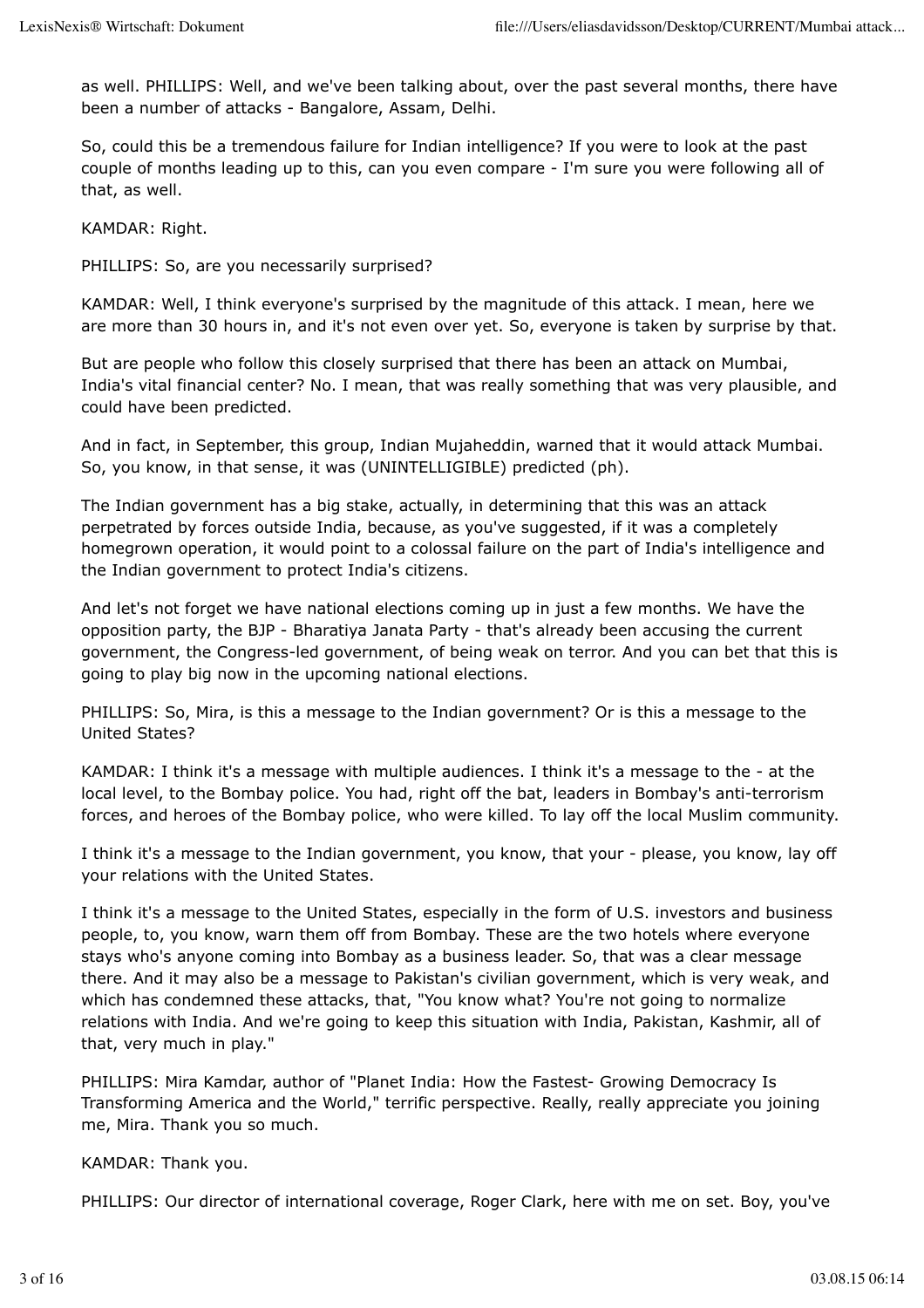as well. PHILLIPS: Well, and we've been talking about, over the past several months, there have been a number of attacks - Bangalore, Assam, Delhi.

So, could this be a tremendous failure for Indian intelligence? If you were to look at the past couple of months leading up to this, can you even compare - I'm sure you were following all of that, as well.

KAMDAR: Right.

PHILLIPS: So, are you necessarily surprised?

KAMDAR: Well, I think everyone's surprised by the magnitude of this attack. I mean, here we are more than 30 hours in, and it's not even over yet. So, everyone is taken by surprise by that.

But are people who follow this closely surprised that there has been an attack on Mumbai, India's vital financial center? No. I mean, that was really something that was very plausible, and could have been predicted.

And in fact, in September, this group, Indian Mujaheddin, warned that it would attack Mumbai. So, you know, in that sense, it was (UNINTELLIGIBLE) predicted (ph).

The Indian government has a big stake, actually, in determining that this was an attack perpetrated by forces outside India, because, as you've suggested, if it was a completely homegrown operation, it would point to a colossal failure on the part of India's intelligence and the Indian government to protect India's citizens.

And let's not forget we have national elections coming up in just a few months. We have the opposition party, the BJP - Bharatiya Janata Party - that's already been accusing the current government, the Congress-led government, of being weak on terror. And you can bet that this is going to play big now in the upcoming national elections.

PHILLIPS: So, Mira, is this a message to the Indian government? Or is this a message to the United States?

KAMDAR: I think it's a message with multiple audiences. I think it's a message to the - at the local level, to the Bombay police. You had, right off the bat, leaders in Bombay's anti-terrorism forces, and heroes of the Bombay police, who were killed. To lay off the local Muslim community.

I think it's a message to the Indian government, you know, that your - please, you know, lay off your relations with the United States.

I think it's a message to the United States, especially in the form of U.S. investors and business people, to, you know, warn them off from Bombay. These are the two hotels where everyone stays who's anyone coming into Bombay as a business leader. So, that was a clear message there. And it may also be a message to Pakistan's civilian government, which is very weak, and which has condemned these attacks, that, "You know what? You're not going to normalize relations with India. And we're going to keep this situation with India, Pakistan, Kashmir, all of that, very much in play."

PHILLIPS: Mira Kamdar, author of "Planet India: How the Fastest- Growing Democracy Is Transforming America and the World," terrific perspective. Really, really appreciate you joining me, Mira. Thank you so much.

KAMDAR: Thank you.

PHILLIPS: Our director of international coverage, Roger Clark, here with me on set. Boy, you've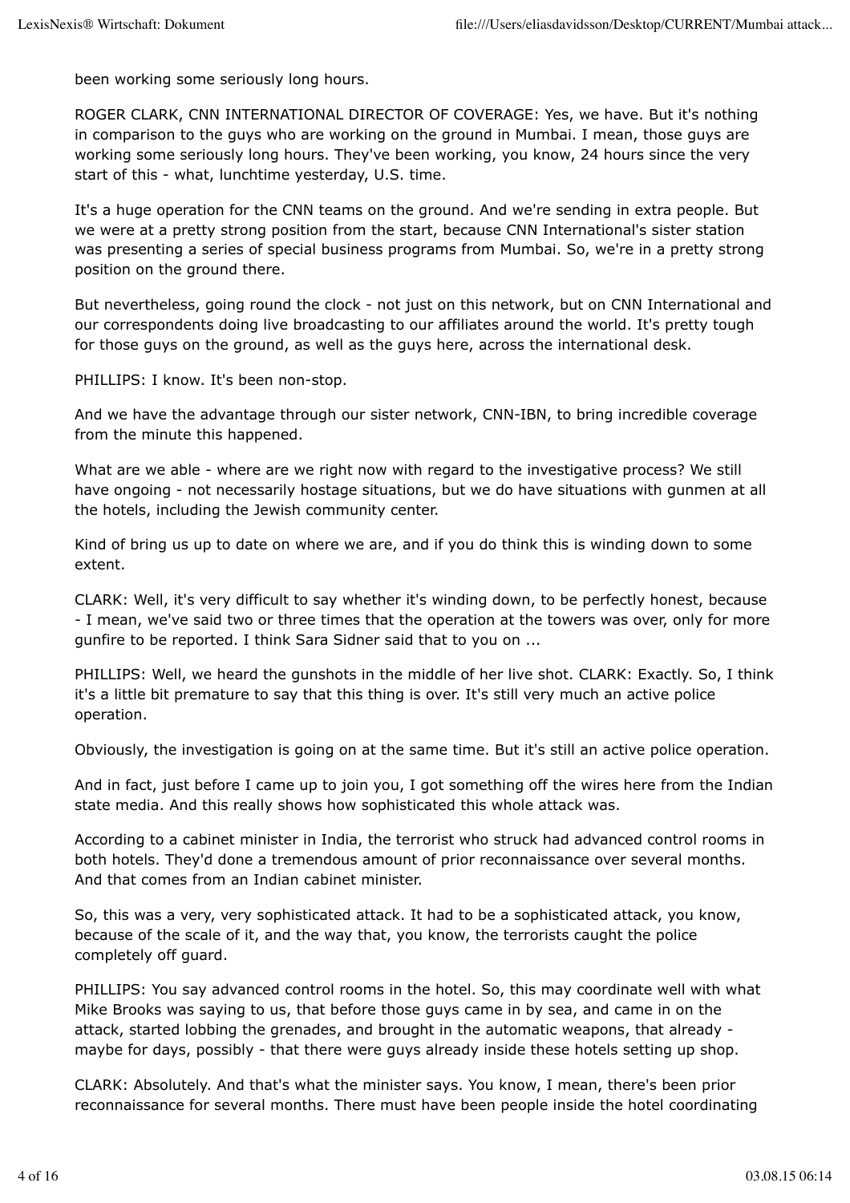been working some seriously long hours.

ROGER CLARK, CNN INTERNATIONAL DIRECTOR OF COVERAGE: Yes, we have. But it's nothing in comparison to the guys who are working on the ground in Mumbai. I mean, those guys are working some seriously long hours. They've been working, you know, 24 hours since the very start of this - what, lunchtime yesterday, U.S. time.

It's a huge operation for the CNN teams on the ground. And we're sending in extra people. But we were at a pretty strong position from the start, because CNN International's sister station was presenting a series of special business programs from Mumbai. So, we're in a pretty strong position on the ground there.

But nevertheless, going round the clock - not just on this network, but on CNN International and our correspondents doing live broadcasting to our affiliates around the world. It's pretty tough for those guys on the ground, as well as the guys here, across the international desk.

PHILLIPS: I know. It's been non-stop.

And we have the advantage through our sister network, CNN-IBN, to bring incredible coverage from the minute this happened.

What are we able - where are we right now with regard to the investigative process? We still have ongoing - not necessarily hostage situations, but we do have situations with gunmen at all the hotels, including the Jewish community center.

Kind of bring us up to date on where we are, and if you do think this is winding down to some extent.

CLARK: Well, it's very difficult to say whether it's winding down, to be perfectly honest, because - I mean, we've said two or three times that the operation at the towers was over, only for more gunfire to be reported. I think Sara Sidner said that to you on ...

PHILLIPS: Well, we heard the gunshots in the middle of her live shot. CLARK: Exactly. So, I think it's a little bit premature to say that this thing is over. It's still very much an active police operation.

Obviously, the investigation is going on at the same time. But it's still an active police operation.

And in fact, just before I came up to join you, I got something off the wires here from the Indian state media. And this really shows how sophisticated this whole attack was.

According to a cabinet minister in India, the terrorist who struck had advanced control rooms in both hotels. They'd done a tremendous amount of prior reconnaissance over several months. And that comes from an Indian cabinet minister.

So, this was a very, very sophisticated attack. It had to be a sophisticated attack, you know, because of the scale of it, and the way that, you know, the terrorists caught the police completely off guard.

PHILLIPS: You say advanced control rooms in the hotel. So, this may coordinate well with what Mike Brooks was saying to us, that before those guys came in by sea, and came in on the attack, started lobbing the grenades, and brought in the automatic weapons, that already - maybe for days, possibly - that there were guys already inside these hotels setting up shop.

CLARK: Absolutely. And that's what the minister says. You know, I mean, there's been prior reconnaissance for several months. There must have been people inside the hotel coordinating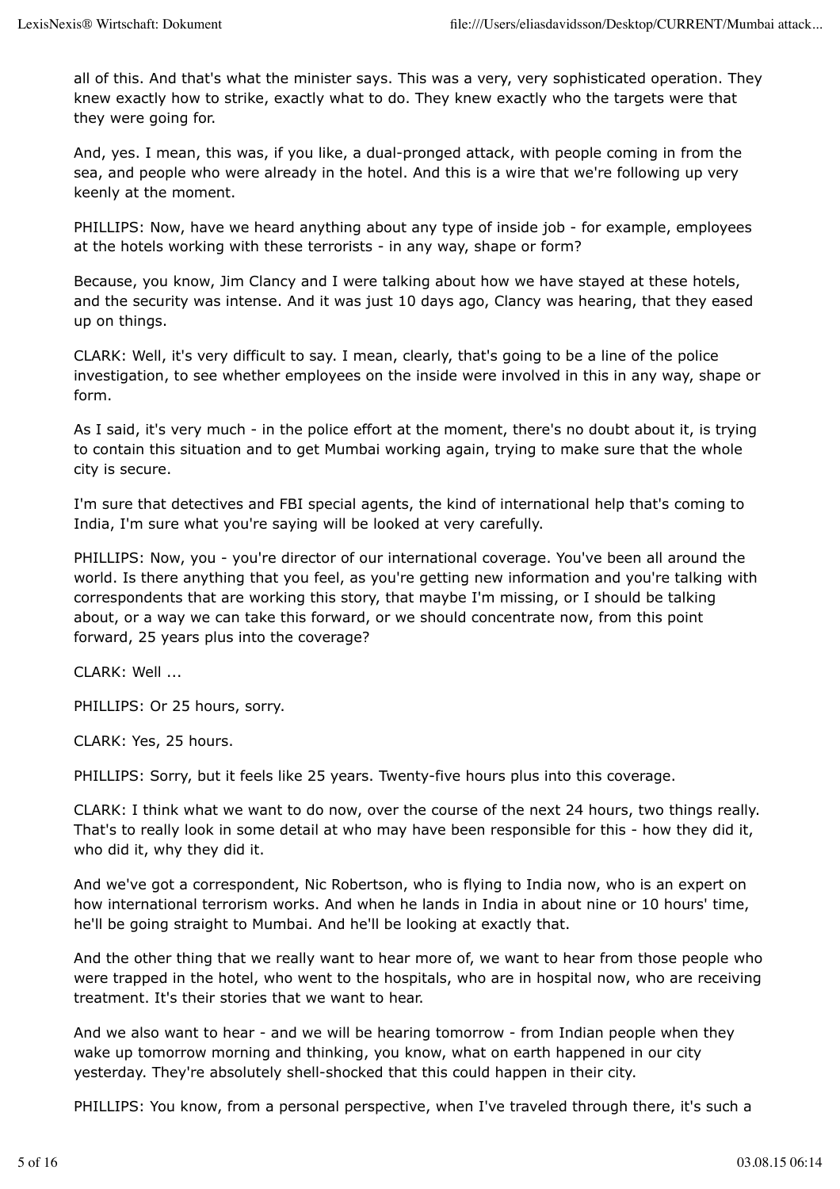all of this. And that's what the minister says. This was a very, very sophisticated operation. They knew exactly how to strike, exactly what to do. They knew exactly who the targets were that they were going for.

And, yes. I mean, this was, if you like, a dual-pronged attack, with people coming in from the sea, and people who were already in the hotel. And this is a wire that we're following up very keenly at the moment.

PHILLIPS: Now, have we heard anything about any type of inside job - for example, employees at the hotels working with these terrorists - in any way, shape or form?

Because, you know, Jim Clancy and I were talking about how we have stayed at these hotels, and the security was intense. And it was just 10 days ago, Clancy was hearing, that they eased up on things.

CLARK: Well, it's very difficult to say. I mean, clearly, that's going to be a line of the police investigation, to see whether employees on the inside were involved in this in any way, shape or form.

As I said, it's very much - in the police effort at the moment, there's no doubt about it, is trying to contain this situation and to get Mumbai working again, trying to make sure that the whole city is secure.

I'm sure that detectives and FBI special agents, the kind of international help that's coming to India, I'm sure what you're saying will be looked at very carefully.

PHILLIPS: Now, you - you're director of our international coverage. You've been all around the world. Is there anything that you feel, as you're getting new information and you're talking with correspondents that are working this story, that maybe I'm missing, or I should be talking about, or a way we can take this forward, or we should concentrate now, from this point forward, 25 years plus into the coverage?

CLARK: Well ...

PHILLIPS: Or 25 hours, sorry.

CLARK: Yes, 25 hours.

PHILLIPS: Sorry, but it feels like 25 years. Twenty-five hours plus into this coverage.

CLARK: I think what we want to do now, over the course of the next 24 hours, two things really. That's to really look in some detail at who may have been responsible for this - how they did it, who did it, why they did it.

And we've got a correspondent, Nic Robertson, who is flying to India now, who is an expert on how international terrorism works. And when he lands in India in about nine or 10 hours' time, he'll be going straight to Mumbai. And he'll be looking at exactly that.

And the other thing that we really want to hear more of, we want to hear from those people who were trapped in the hotel, who went to the hospitals, who are in hospital now, who are receiving treatment. It's their stories that we want to hear.

And we also want to hear - and we will be hearing tomorrow - from Indian people when they wake up tomorrow morning and thinking, you know, what on earth happened in our city yesterday. They're absolutely shell-shocked that this could happen in their city.

PHILLIPS: You know, from a personal perspective, when I've traveled through there, it's such a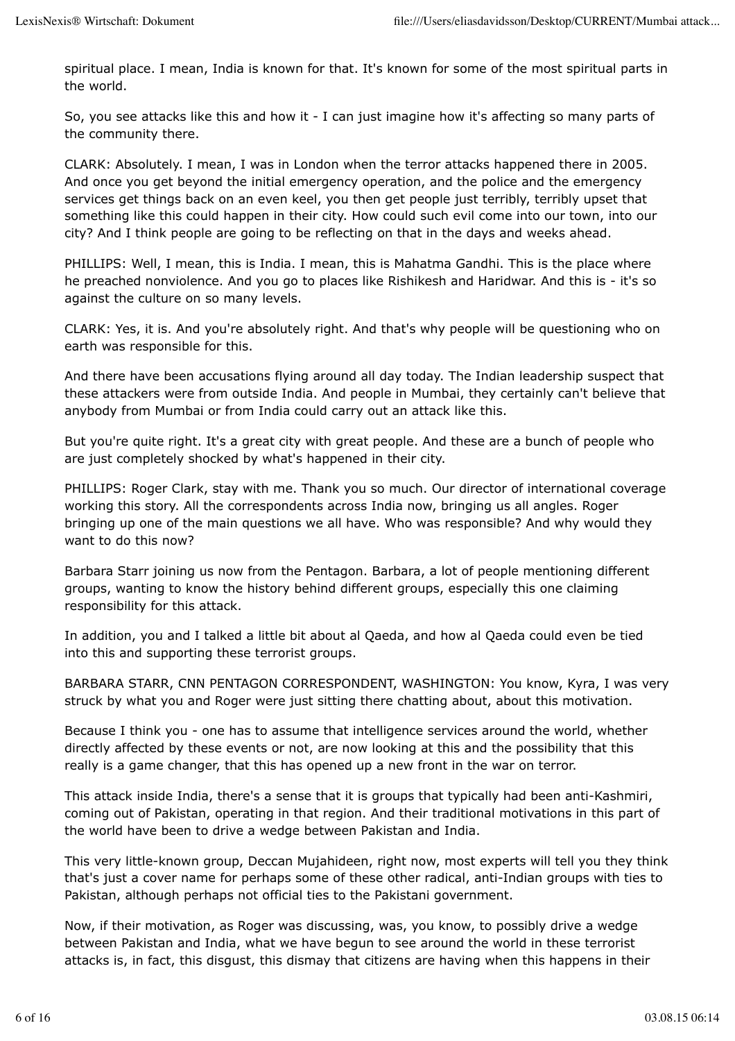spiritual place. I mean, India is known for that. It's known for some of the most spiritual parts in the world.

So, you see attacks like this and how it - I can just imagine how it's affecting so many parts of the community there.

CLARK: Absolutely. I mean, I was in London when the terror attacks happened there in 2005. And once you get beyond the initial emergency operation, and the police and the emergency services get things back on an even keel, you then get people just terribly, terribly upset that something like this could happen in their city. How could such evil come into our town, into our city? And I think people are going to be reflecting on that in the days and weeks ahead.

PHILLIPS: Well, I mean, this is India. I mean, this is Mahatma Gandhi. This is the place where he preached nonviolence. And you go to places like Rishikesh and Haridwar. And this is - it's so against the culture on so many levels.

CLARK: Yes, it is. And you're absolutely right. And that's why people will be questioning who on earth was responsible for this.

And there have been accusations flying around all day today. The Indian leadership suspect that these attackers were from outside India. And people in Mumbai, they certainly can't believe that anybody from Mumbai or from India could carry out an attack like this.

But you're quite right. It's a great city with great people. And these are a bunch of people who are just completely shocked by what's happened in their city.

PHILLIPS: Roger Clark, stay with me. Thank you so much. Our director of international coverage working this story. All the correspondents across India now, bringing us all angles. Roger bringing up one of the main questions we all have. Who was responsible? And why would they want to do this now?

Barbara Starr joining us now from the Pentagon. Barbara, a lot of people mentioning different groups, wanting to know the history behind different groups, especially this one claiming responsibility for this attack.

In addition, you and I talked a little bit about al Qaeda, and how al Qaeda could even be tied into this and supporting these terrorist groups.

BARBARA STARR, CNN PENTAGON CORRESPONDENT, WASHINGTON: You know, Kyra, I was very struck by what you and Roger were just sitting there chatting about, about this motivation.

Because I think you - one has to assume that intelligence services around the world, whether directly affected by these events or not, are now looking at this and the possibility that this really is a game changer, that this has opened up a new front in the war on terror.

This attack inside India, there's a sense that it is groups that typically had been anti-Kashmiri, coming out of Pakistan, operating in that region. And their traditional motivations in this part of the world have been to drive a wedge between Pakistan and India.

This very little-known group, Deccan Mujahideen, right now, most experts will tell you they think that's just a cover name for perhaps some of these other radical, anti-Indian groups with ties to Pakistan, although perhaps not official ties to the Pakistani government.

Now, if their motivation, as Roger was discussing, was, you know, to possibly drive a wedge between Pakistan and India, what we have begun to see around the world in these terrorist attacks is, in fact, this disgust, this dismay that citizens are having when this happens in their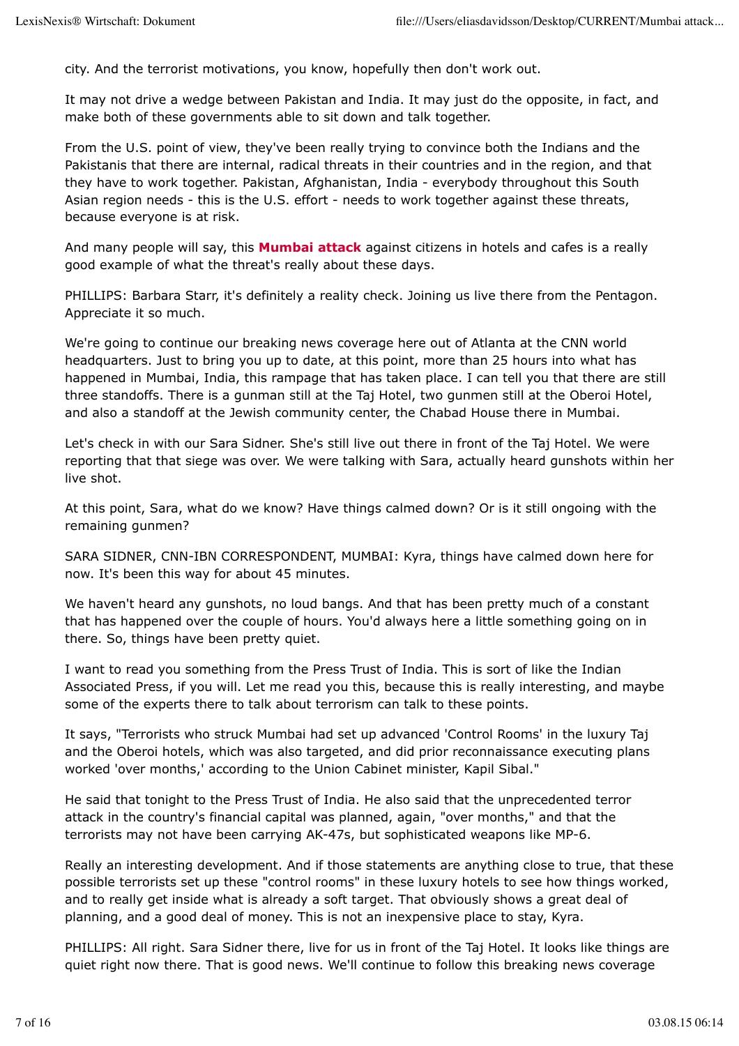city. And the terrorist motivations, you know, hopefully then don't work out.

It may not drive a wedge between Pakistan and India. It may just do the opposite, in fact, and make both of these governments able to sit down and talk together.

From the U.S. point of view, they've been really trying to convince both the Indians and the Pakistanis that there are internal, radical threats in their countries and in the region, and that they have to work together. Pakistan, Afghanistan, India - everybody throughout this South Asian region needs - this is the U.S. effort - needs to work together against these threats, because everyone is at risk.

And many people will say, this **Mumbai attack** against citizens in hotels and cafes is a really good example of what the threat's really about these days.

PHILLIPS: Barbara Starr, it's definitely a reality check. Joining us live there from the Pentagon. Appreciate it so much.

We're going to continue our breaking news coverage here out of Atlanta at the CNN world headquarters. Just to bring you up to date, at this point, more than 25 hours into what has happened in Mumbai, India, this rampage that has taken place. I can tell you that there are still three standoffs. There is a gunman still at the Taj Hotel, two gunmen still at the Oberoi Hotel, and also a standoff at the Jewish community center, the Chabad House there in Mumbai.

Let's check in with our Sara Sidner. She's still live out there in front of the Taj Hotel. We were reporting that that siege was over. We were talking with Sara, actually heard gunshots within her live shot.

At this point, Sara, what do we know? Have things calmed down? Or is it still ongoing with the remaining gunmen?

SARA SIDNER, CNN-IBN CORRESPONDENT, MUMBAI: Kyra, things have calmed down here for now. It's been this way for about 45 minutes.

We haven't heard any gunshots, no loud bangs. And that has been pretty much of a constant that has happened over the couple of hours. You'd always here a little something going on in there. So, things have been pretty quiet.

I want to read you something from the Press Trust of India. This is sort of like the Indian Associated Press, if you will. Let me read you this, because this is really interesting, and maybe some of the experts there to talk about terrorism can talk to these points.

It says, "Terrorists who struck Mumbai had set up advanced 'Control Rooms' in the luxury Taj and the Oberoi hotels, which was also targeted, and did prior reconnaissance executing plans worked 'over months,' according to the Union Cabinet minister, Kapil Sibal."

He said that tonight to the Press Trust of India. He also said that the unprecedented terror attack in the country's financial capital was planned, again, "over months," and that the terrorists may not have been carrying AK-47s, but sophisticated weapons like MP-6.

Really an interesting development. And if those statements are anything close to true, that these possible terrorists set up these "control rooms" in these luxury hotels to see how things worked, and to really get inside what is already a soft target. That obviously shows a great deal of planning, and a good deal of money. This is not an inexpensive place to stay, Kyra.

PHILLIPS: All right. Sara Sidner there, live for us in front of the Taj Hotel. It looks like things are quiet right now there. That is good news. We'll continue to follow this breaking news coverage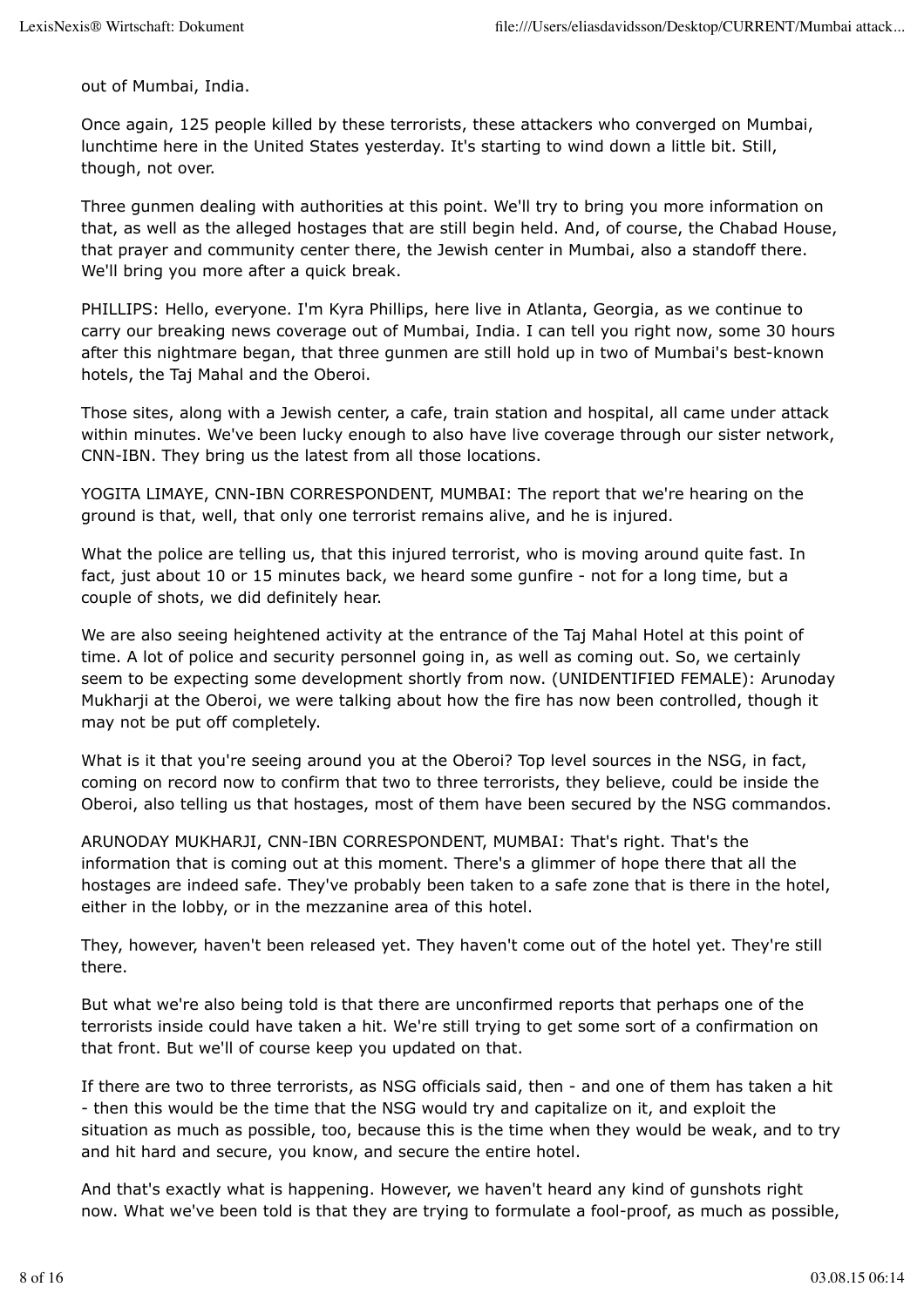out of Mumbai, India.

Once again, 125 people killed by these terrorists, these attackers who converged on Mumbai, lunchtime here in the United States yesterday. It's starting to wind down a little bit. Still, though, not over.

Three gunmen dealing with authorities at this point. We'll try to bring you more information on that, as well as the alleged hostages that are still begin held. And, of course, the Chabad House, that prayer and community center there, the Jewish center in Mumbai, also a standoff there. We'll bring you more after a quick break.

PHILLIPS: Hello, everyone. I'm Kyra Phillips, here live in Atlanta, Georgia, as we continue to carry our breaking news coverage out of Mumbai, India. I can tell you right now, some 30 hours after this nightmare began, that three gunmen are still hold up in two of Mumbai's best-known hotels, the Taj Mahal and the Oberoi.

Those sites, along with a Jewish center, a cafe, train station and hospital, all came under attack within minutes. We've been lucky enough to also have live coverage through our sister network, CNN-IBN. They bring us the latest from all those locations.

YOGITA LIMAYE, CNN-IBN CORRESPONDENT, MUMBAI: The report that we're hearing on the ground is that, well, that only one terrorist remains alive, and he is injured.

What the police are telling us, that this injured terrorist, who is moving around quite fast. In fact, just about 10 or 15 minutes back, we heard some gunfire - not for a long time, but a couple of shots, we did definitely hear.

We are also seeing heightened activity at the entrance of the Taj Mahal Hotel at this point of time. A lot of police and security personnel going in, as well as coming out. So, we certainly seem to be expecting some development shortly from now. (UNIDENTIFIED FEMALE): Arunoday Mukharji at the Oberoi, we were talking about how the fire has now been controlled, though it may not be put off completely.

What is it that you're seeing around you at the Oberoi? Top level sources in the NSG, in fact, coming on record now to confirm that two to three terrorists, they believe, could be inside the Oberoi, also telling us that hostages, most of them have been secured by the NSG commandos.

ARUNODAY MUKHARJI, CNN-IBN CORRESPONDENT, MUMBAI: That's right. That's the information that is coming out at this moment. There's a glimmer of hope there that all the hostages are indeed safe. They've probably been taken to a safe zone that is there in the hotel, either in the lobby, or in the mezzanine area of this hotel.

They, however, haven't been released yet. They haven't come out of the hotel yet. They're still there.

But what we're also being told is that there are unconfirmed reports that perhaps one of the terrorists inside could have taken a hit. We're still trying to get some sort of a confirmation on that front. But we'll of course keep you updated on that.

If there are two to three terrorists, as NSG officials said, then - and one of them has taken a hit - then this would be the time that the NSG would try and capitalize on it, and exploit the situation as much as possible, too, because this is the time when they would be weak, and to try and hit hard and secure, you know, and secure the entire hotel.

And that's exactly what is happening. However, we haven't heard any kind of gunshots right now. What we've been told is that they are trying to formulate a fool-proof, as much as possible,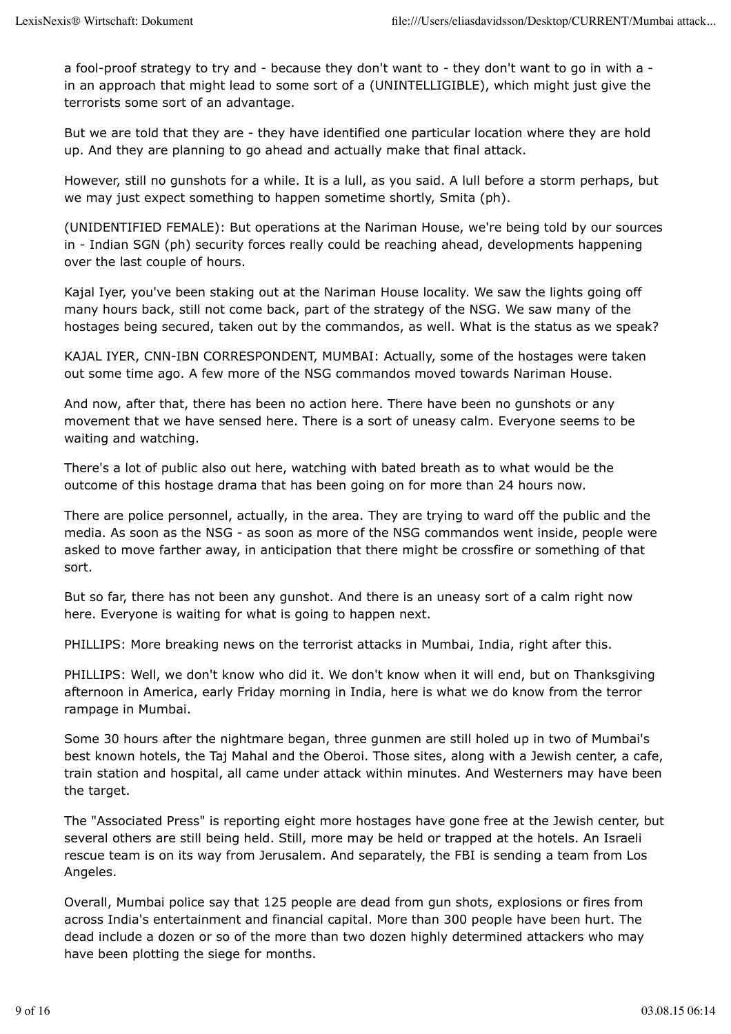a fool-proof strategy to try and - because they don't want to - they don't want to go in with a - in an approach that might lead to some sort of a (UNINTELLIGIBLE), which might just give the terrorists some sort of an advantage.

But we are told that they are - they have identified one particular location where they are hold up. And they are planning to go ahead and actually make that final attack.

However, still no gunshots for a while. It is a lull, as you said. A lull before a storm perhaps, but we may just expect something to happen sometime shortly, Smita (ph).

(UNIDENTIFIED FEMALE): But operations at the Nariman House, we're being told by our sources in - Indian SGN (ph) security forces really could be reaching ahead, developments happening over the last couple of hours.

Kajal Iyer, you've been staking out at the Nariman House locality. We saw the lights going off many hours back, still not come back, part of the strategy of the NSG. We saw many of the hostages being secured, taken out by the commandos, as well. What is the status as we speak?

KAJAL IYER, CNN-IBN CORRESPONDENT, MUMBAI: Actually, some of the hostages were taken out some time ago. A few more of the NSG commandos moved towards Nariman House.

And now, after that, there has been no action here. There have been no gunshots or any movement that we have sensed here. There is a sort of uneasy calm. Everyone seems to be waiting and watching.

There's a lot of public also out here, watching with bated breath as to what would be the outcome of this hostage drama that has been going on for more than 24 hours now.

There are police personnel, actually, in the area. They are trying to ward off the public and the media. As soon as the NSG - as soon as more of the NSG commandos went inside, people were asked to move farther away, in anticipation that there might be crossfire or something of that sort.

But so far, there has not been any gunshot. And there is an uneasy sort of a calm right now here. Everyone is waiting for what is going to happen next.

PHILLIPS: More breaking news on the terrorist attacks in Mumbai, India, right after this.

PHILLIPS: Well, we don't know who did it. We don't know when it will end, but on Thanksgiving afternoon in America, early Friday morning in India, here is what we do know from the terror rampage in Mumbai.

Some 30 hours after the nightmare began, three gunmen are still holed up in two of Mumbai's best known hotels, the Taj Mahal and the Oberoi. Those sites, along with a Jewish center, a cafe, train station and hospital, all came under attack within minutes. And Westerners may have been the target.

The "Associated Press" is reporting eight more hostages have gone free at the Jewish center, but several others are still being held. Still, more may be held or trapped at the hotels. An Israeli rescue team is on its way from Jerusalem. And separately, the FBI is sending a team from Los Angeles.

Overall, Mumbai police say that 125 people are dead from gun shots, explosions or fires from across India's entertainment and financial capital. More than 300 people have been hurt. The dead include a dozen or so of the more than two dozen highly determined attackers who may have been plotting the siege for months.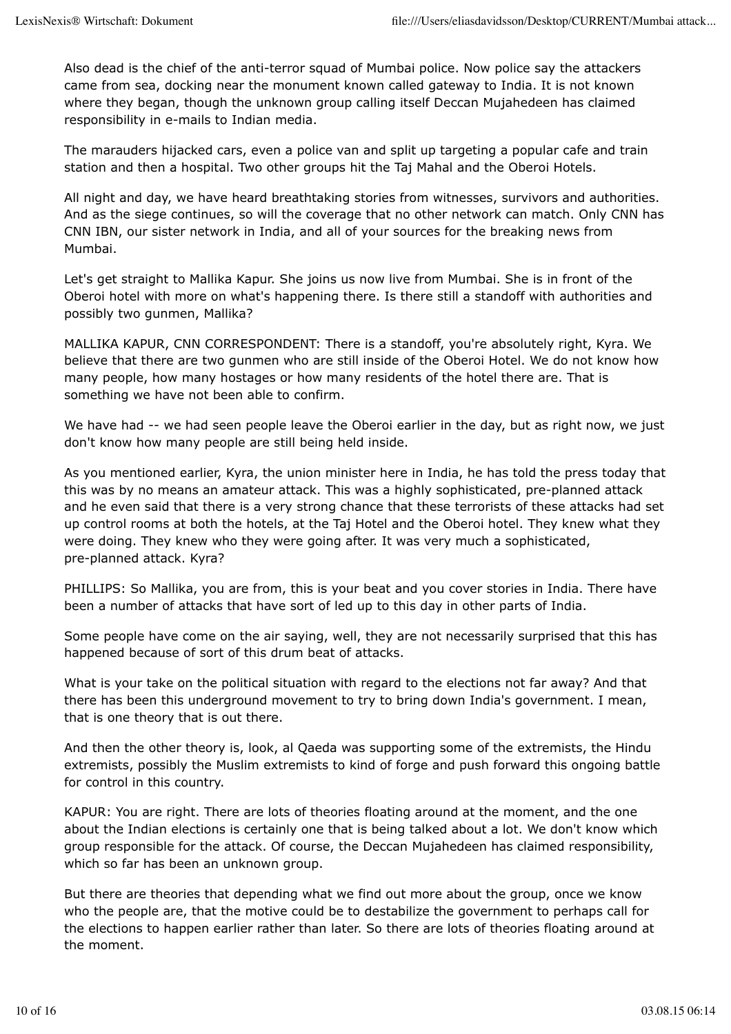Also dead is the chief of the anti-terror squad of Mumbai police. Now police say the attackers came from sea, docking near the monument known called gateway to India. It is not known where they began, though the unknown group calling itself Deccan Mujahedeen has claimed responsibility in e-mails to Indian media.

The marauders hijacked cars, even a police van and split up targeting a popular cafe and train station and then a hospital. Two other groups hit the Taj Mahal and the Oberoi Hotels.

All night and day, we have heard breathtaking stories from witnesses, survivors and authorities. And as the siege continues, so will the coverage that no other network can match. Only CNN has CNN IBN, our sister network in India, and all of your sources for the breaking news from Mumbai.

Let's get straight to Mallika Kapur. She joins us now live from Mumbai. She is in front of the Oberoi hotel with more on what's happening there. Is there still a standoff with authorities and possibly two gunmen, Mallika?

MALLIKA KAPUR, CNN CORRESPONDENT: There is a standoff, you're absolutely right, Kyra. We believe that there are two gunmen who are still inside of the Oberoi Hotel. We do not know how many people, how many hostages or how many residents of the hotel there are. That is something we have not been able to confirm.

We have had -- we had seen people leave the Oberoi earlier in the day, but as right now, we just don't know how many people are still being held inside.

As you mentioned earlier, Kyra, the union minister here in India, he has told the press today that this was by no means an amateur attack. This was a highly sophisticated, pre-planned attack and he even said that there is a very strong chance that these terrorists of these attacks had set up control rooms at both the hotels, at the Taj Hotel and the Oberoi hotel. They knew what they were doing. They knew who they were going after. It was very much a sophisticated, pre-planned attack. Kyra?

PHILLIPS: So Mallika, you are from, this is your beat and you cover stories in India. There have been a number of attacks that have sort of led up to this day in other parts of India.

Some people have come on the air saying, well, they are not necessarily surprised that this has happened because of sort of this drum beat of attacks.

What is your take on the political situation with regard to the elections not far away? And that there has been this underground movement to try to bring down India's government. I mean, that is one theory that is out there.

And then the other theory is, look, al Qaeda was supporting some of the extremists, the Hindu extremists, possibly the Muslim extremists to kind of forge and push forward this ongoing battle for control in this country.

KAPUR: You are right. There are lots of theories floating around at the moment, and the one about the Indian elections is certainly one that is being talked about a lot. We don't know which group responsible for the attack. Of course, the Deccan Mujahedeen has claimed responsibility, which so far has been an unknown group.

But there are theories that depending what we find out more about the group, once we know who the people are, that the motive could be to destabilize the government to perhaps call for the elections to happen earlier rather than later. So there are lots of theories floating around at the moment.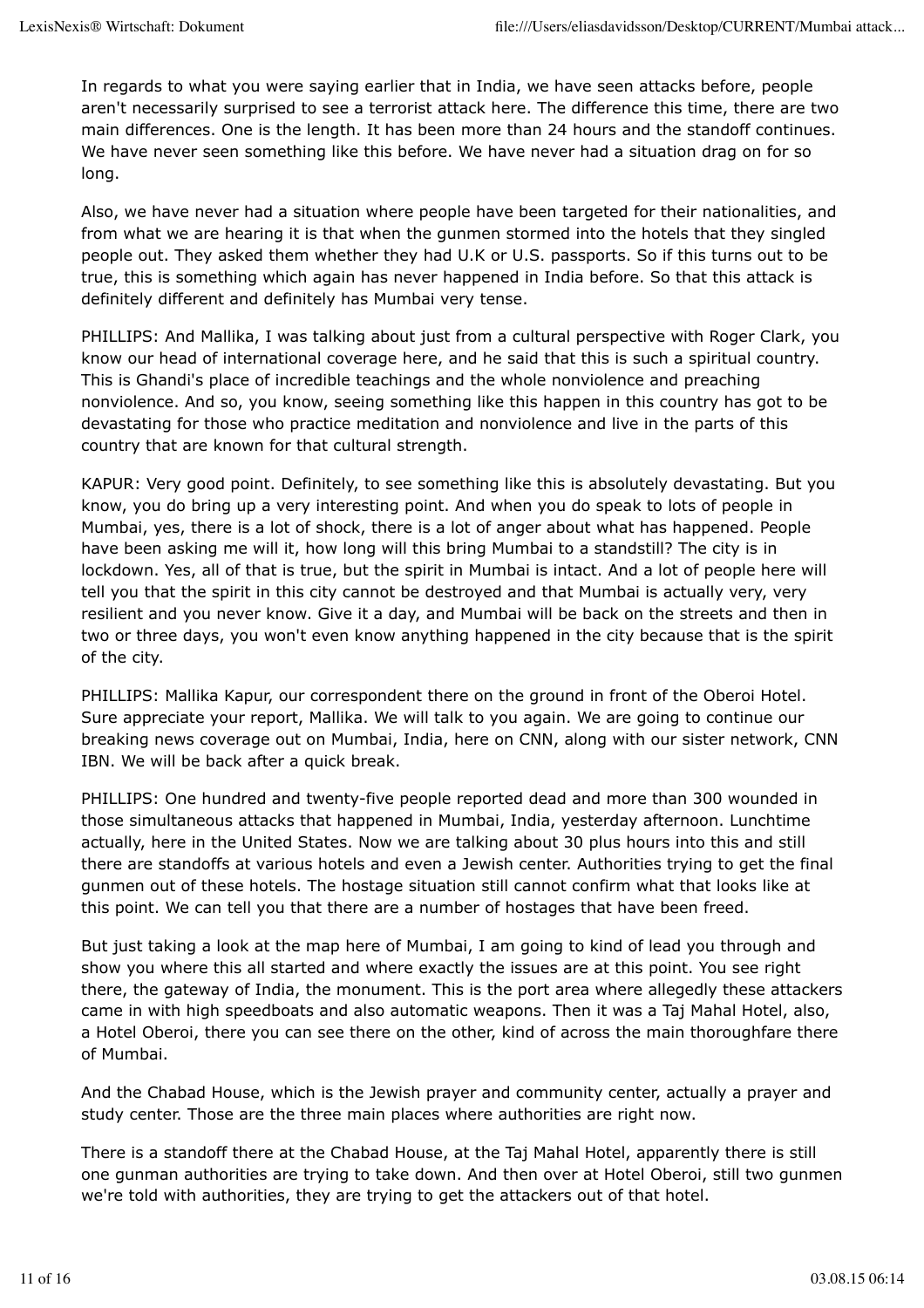In regards to what you were saying earlier that in India, we have seen attacks before, people aren't necessarily surprised to see a terrorist attack here. The difference this time, there are two main differences. One is the length. It has been more than 24 hours and the standoff continues. We have never seen something like this before. We have never had a situation drag on for so long.

Also, we have never had a situation where people have been targeted for their nationalities, and from what we are hearing it is that when the gunmen stormed into the hotels that they singled people out. They asked them whether they had U.K or U.S. passports. So if this turns out to be true, this is something which again has never happened in India before. So that this attack is definitely different and definitely has Mumbai very tense.

PHILLIPS: And Mallika, I was talking about just from a cultural perspective with Roger Clark, you know our head of international coverage here, and he said that this is such a spiritual country. This is Ghandi's place of incredible teachings and the whole nonviolence and preaching nonviolence. And so, you know, seeing something like this happen in this country has got to be devastating for those who practice meditation and nonviolence and live in the parts of this country that are known for that cultural strength.

KAPUR: Very good point. Definitely, to see something like this is absolutely devastating. But you know, you do bring up a very interesting point. And when you do speak to lots of people in Mumbai, yes, there is a lot of shock, there is a lot of anger about what has happened. People have been asking me will it, how long will this bring Mumbai to a standstill? The city is in lockdown. Yes, all of that is true, but the spirit in Mumbai is intact. And a lot of people here will tell you that the spirit in this city cannot be destroyed and that Mumbai is actually very, very resilient and you never know. Give it a day, and Mumbai will be back on the streets and then in two or three days, you won't even know anything happened in the city because that is the spirit of the city.

PHILLIPS: Mallika Kapur, our correspondent there on the ground in front of the Oberoi Hotel. Sure appreciate your report, Mallika. We will talk to you again. We are going to continue our breaking news coverage out on Mumbai, India, here on CNN, along with our sister network, CNN IBN. We will be back after a quick break.

PHILLIPS: One hundred and twenty-five people reported dead and more than 300 wounded in those simultaneous attacks that happened in Mumbai, India, yesterday afternoon. Lunchtime actually, here in the United States. Now we are talking about 30 plus hours into this and still there are standoffs at various hotels and even a Jewish center. Authorities trying to get the final gunmen out of these hotels. The hostage situation still cannot confirm what that looks like at this point. We can tell you that there are a number of hostages that have been freed.

But just taking a look at the map here of Mumbai, I am going to kind of lead you through and show you where this all started and where exactly the issues are at this point. You see right there, the gateway of India, the monument. This is the port area where allegedly these attackers came in with high speedboats and also automatic weapons. Then it was a Taj Mahal Hotel, also, a Hotel Oberoi, there you can see there on the other, kind of across the main thoroughfare there of Mumbai.

And the Chabad House, which is the Jewish prayer and community center, actually a prayer and study center. Those are the three main places where authorities are right now.

There is a standoff there at the Chabad House, at the Taj Mahal Hotel, apparently there is still one gunman authorities are trying to take down. And then over at Hotel Oberoi, still two gunmen we're told with authorities, they are trying to get the attackers out of that hotel.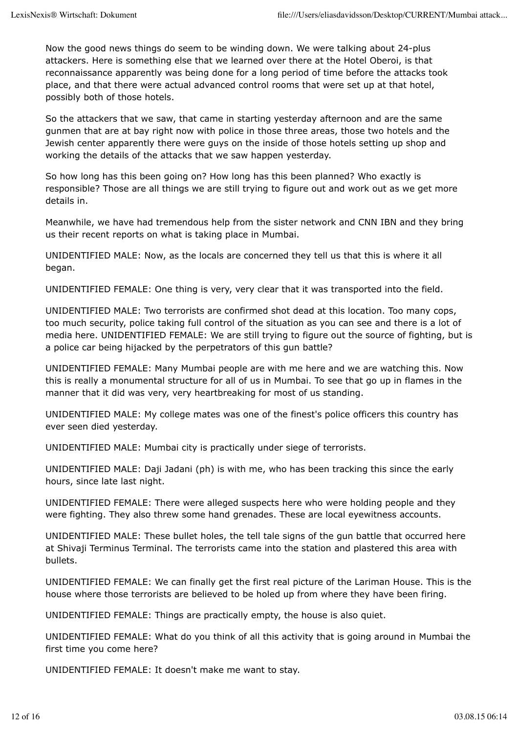Now the good news things do seem to be winding down. We were talking about 24-plus attackers. Here is something else that we learned over there at the Hotel Oberoi, is that reconnaissance apparently was being done for a long period of time before the attacks took place, and that there were actual advanced control rooms that were set up at that hotel, possibly both of those hotels.

So the attackers that we saw, that came in starting yesterday afternoon and are the same gunmen that are at bay right now with police in those three areas, those two hotels and the Jewish center apparently there were guys on the inside of those hotels setting up shop and working the details of the attacks that we saw happen yesterday.

So how long has this been going on? How long has this been planned? Who exactly is responsible? Those are all things we are still trying to figure out and work out as we get more details in.

Meanwhile, we have had tremendous help from the sister network and CNN IBN and they bring us their recent reports on what is taking place in Mumbai.

UNIDENTIFIED MALE: Now, as the locals are concerned they tell us that this is where it all began.

UNIDENTIFIED FEMALE: One thing is very, very clear that it was transported into the field.

UNIDENTIFIED MALE: Two terrorists are confirmed shot dead at this location. Too many cops, too much security, police taking full control of the situation as you can see and there is a lot of media here. UNIDENTIFIED FEMALE: We are still trying to figure out the source of fighting, but is a police car being hijacked by the perpetrators of this gun battle?

UNIDENTIFIED FEMALE: Many Mumbai people are with me here and we are watching this. Now this is really a monumental structure for all of us in Mumbai. To see that go up in flames in the manner that it did was very, very heartbreaking for most of us standing.

UNIDENTIFIED MALE: My college mates was one of the finest's police officers this country has ever seen died yesterday.

UNIDENTIFIED MALE: Mumbai city is practically under siege of terrorists.

UNIDENTIFIED MALE: Daji Jadani (ph) is with me, who has been tracking this since the early hours, since late last night.

UNIDENTIFIED FEMALE: There were alleged suspects here who were holding people and they were fighting. They also threw some hand grenades. These are local eyewitness accounts.

UNIDENTIFIED MALE: These bullet holes, the tell tale signs of the gun battle that occurred here at Shivaji Terminus Terminal. The terrorists came into the station and plastered this area with bullets.

UNIDENTIFIED FEMALE: We can finally get the first real picture of the Lariman House. This is the house where those terrorists are believed to be holed up from where they have been firing.

UNIDENTIFIED FEMALE: Things are practically empty, the house is also quiet.

UNIDENTIFIED FEMALE: What do you think of all this activity that is going around in Mumbai the first time you come here?

UNIDENTIFIED FEMALE: It doesn't make me want to stay.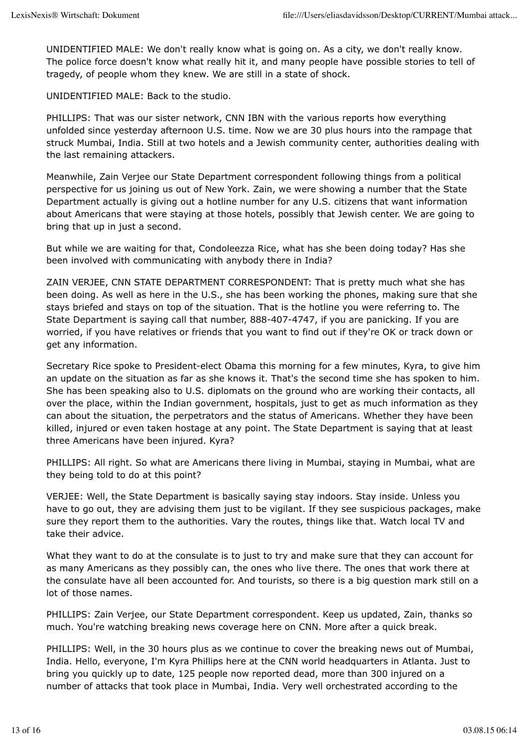UNIDENTIFIED MALE: We don't really know what is going on. As a city, we don't really know. The police force doesn't know what really hit it, and many people have possible stories to tell of tragedy, of people whom they knew. We are still in a state of shock.

UNIDENTIFIED MALE: Back to the studio.

PHILLIPS: That was our sister network, CNN IBN with the various reports how everything unfolded since yesterday afternoon U.S. time. Now we are 30 plus hours into the rampage that struck Mumbai, India. Still at two hotels and a Jewish community center, authorities dealing with the last remaining attackers.

Meanwhile, Zain Verjee our State Department correspondent following things from a political perspective for us joining us out of New York. Zain, we were showing a number that the State Department actually is giving out a hotline number for any U.S. citizens that want information about Americans that were staying at those hotels, possibly that Jewish center. We are going to bring that up in just a second.

But while we are waiting for that, Condoleezza Rice, what has she been doing today? Has she been involved with communicating with anybody there in India?

ZAIN VERJEE, CNN STATE DEPARTMENT CORRESPONDENT: That is pretty much what she has been doing. As well as here in the U.S., she has been working the phones, making sure that she stays briefed and stays on top of the situation. That is the hotline you were referring to. The State Department is saying call that number, 888-407-4747, if you are panicking. If you are worried, if you have relatives or friends that you want to find out if they're OK or track down or get any information.

Secretary Rice spoke to President-elect Obama this morning for a few minutes, Kyra, to give him an update on the situation as far as she knows it. That's the second time she has spoken to him. She has been speaking also to U.S. diplomats on the ground who are working their contacts, all over the place, within the Indian government, hospitals, just to get as much information as they can about the situation, the perpetrators and the status of Americans. Whether they have been killed, injured or even taken hostage at any point. The State Department is saying that at least three Americans have been injured. Kyra?

PHILLIPS: All right. So what are Americans there living in Mumbai, staying in Mumbai, what are they being told to do at this point?

VERJEE: Well, the State Department is basically saying stay indoors. Stay inside. Unless you have to go out, they are advising them just to be vigilant. If they see suspicious packages, make sure they report them to the authorities. Vary the routes, things like that. Watch local TV and take their advice.

What they want to do at the consulate is to just to try and make sure that they can account for as many Americans as they possibly can, the ones who live there. The ones that work there at the consulate have all been accounted for. And tourists, so there is a big question mark still on a lot of those names.

PHILLIPS: Zain Verjee, our State Department correspondent. Keep us updated, Zain, thanks so much. You're watching breaking news coverage here on CNN. More after a quick break.

PHILLIPS: Well, in the 30 hours plus as we continue to cover the breaking news out of Mumbai, India. Hello, everyone, I'm Kyra Phillips here at the CNN world headquarters in Atlanta. Just to bring you quickly up to date, 125 people now reported dead, more than 300 injured on a number of attacks that took place in Mumbai, India. Very well orchestrated according to the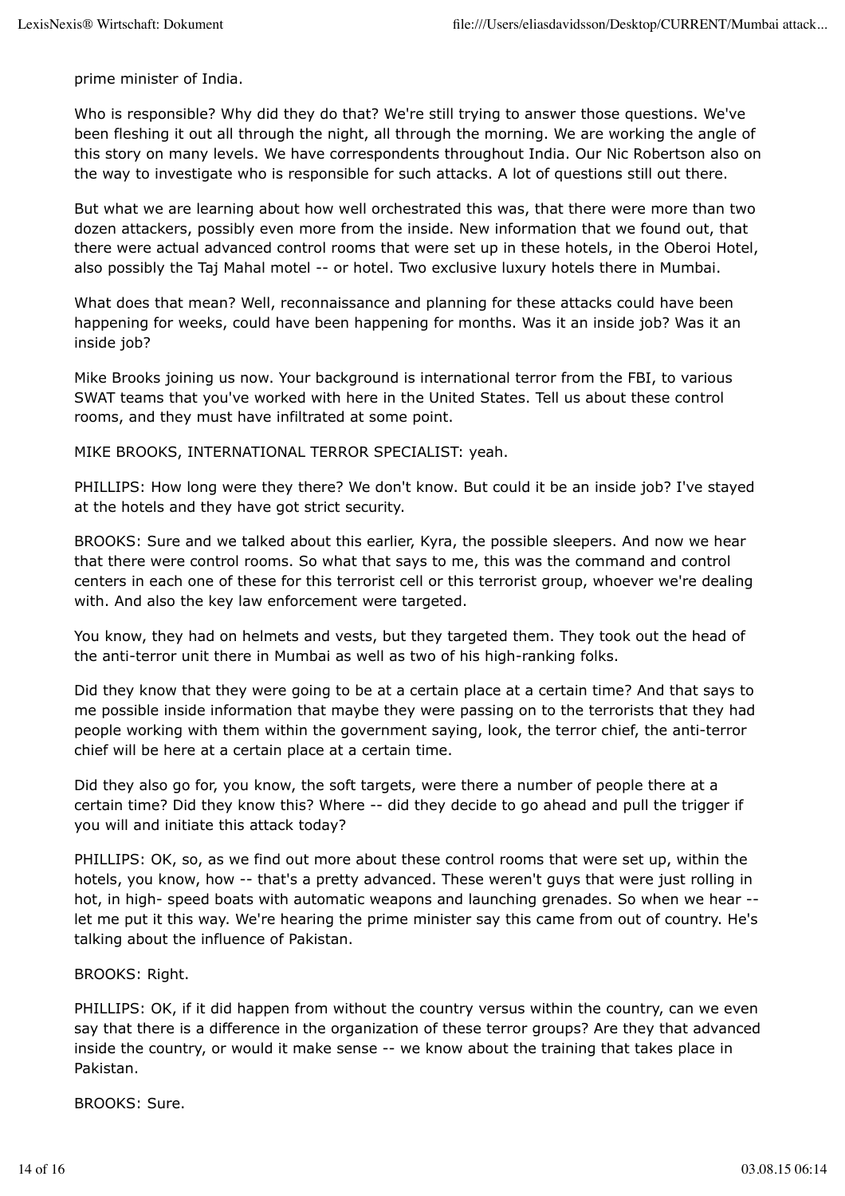prime minister of India.

Who is responsible? Why did they do that? We're still trying to answer those questions. We've been fleshing it out all through the night, all through the morning. We are working the angle of this story on many levels. We have correspondents throughout India. Our Nic Robertson also on the way to investigate who is responsible for such attacks. A lot of questions still out there.

But what we are learning about how well orchestrated this was, that there were more than two dozen attackers, possibly even more from the inside. New information that we found out, that there were actual advanced control rooms that were set up in these hotels, in the Oberoi Hotel, also possibly the Taj Mahal motel -- or hotel. Two exclusive luxury hotels there in Mumbai.

What does that mean? Well, reconnaissance and planning for these attacks could have been happening for weeks, could have been happening for months. Was it an inside job? Was it an inside job?

Mike Brooks joining us now. Your background is international terror from the FBI, to various SWAT teams that you've worked with here in the United States. Tell us about these control rooms, and they must have infiltrated at some point.

MIKE BROOKS, INTERNATIONAL TERROR SPECIALIST: yeah.

PHILLIPS: How long were they there? We don't know. But could it be an inside job? I've stayed at the hotels and they have got strict security.

BROOKS: Sure and we talked about this earlier, Kyra, the possible sleepers. And now we hear that there were control rooms. So what that says to me, this was the command and control centers in each one of these for this terrorist cell or this terrorist group, whoever we're dealing with. And also the key law enforcement were targeted.

You know, they had on helmets and vests, but they targeted them. They took out the head of the anti-terror unit there in Mumbai as well as two of his high-ranking folks.

Did they know that they were going to be at a certain place at a certain time? And that says to me possible inside information that maybe they were passing on to the terrorists that they had people working with them within the government saying, look, the terror chief, the anti-terror chief will be here at a certain place at a certain time.

Did they also go for, you know, the soft targets, were there a number of people there at a certain time? Did they know this? Where -- did they decide to go ahead and pull the trigger if you will and initiate this attack today?

PHILLIPS: OK, so, as we find out more about these control rooms that were set up, within the hotels, you know, how -- that's a pretty advanced. These weren't guys that were just rolling in hot, in high- speed boats with automatic weapons and launching grenades. So when we hear -- let me put it this way. We're hearing the prime minister say this came from out of country. He's talking about the influence of Pakistan.

BROOKS: Right.

PHILLIPS: OK, if it did happen from without the country versus within the country, can we even say that there is a difference in the organization of these terror groups? Are they that advanced inside the country, or would it make sense -- we know about the training that takes place in Pakistan.

BROOKS: Sure.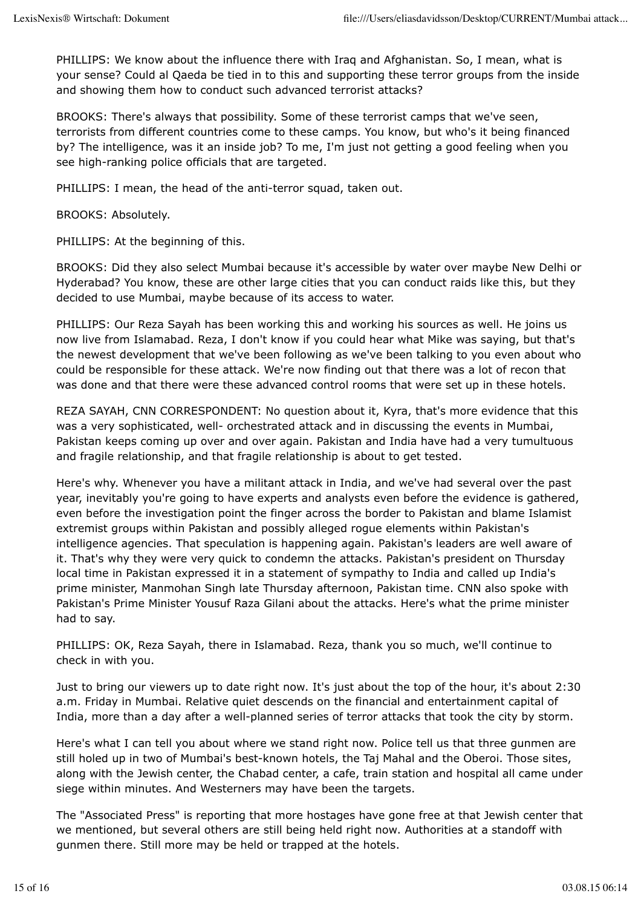PHILLIPS: We know about the influence there with Iraq and Afghanistan. So, I mean, what is your sense? Could al Qaeda be tied in to this and supporting these terror groups from the inside and showing them how to conduct such advanced terrorist attacks?

BROOKS: There's always that possibility. Some of these terrorist camps that we've seen, terrorists from different countries come to these camps. You know, but who's it being financed by? The intelligence, was it an inside job? To me, I'm just not getting a good feeling when you see high-ranking police officials that are targeted.

PHILLIPS: I mean, the head of the anti-terror squad, taken out.

BROOKS: Absolutely.

PHILLIPS: At the beginning of this.

BROOKS: Did they also select Mumbai because it's accessible by water over maybe New Delhi or Hyderabad? You know, these are other large cities that you can conduct raids like this, but they decided to use Mumbai, maybe because of its access to water.

PHILLIPS: Our Reza Sayah has been working this and working his sources as well. He joins us now live from Islamabad. Reza, I don't know if you could hear what Mike was saying, but that's the newest development that we've been following as we've been talking to you even about who could be responsible for these attack. We're now finding out that there was a lot of recon that was done and that there were these advanced control rooms that were set up in these hotels.

REZA SAYAH, CNN CORRESPONDENT: No question about it, Kyra, that's more evidence that this was a very sophisticated, well- orchestrated attack and in discussing the events in Mumbai, Pakistan keeps coming up over and over again. Pakistan and India have had a very tumultuous and fragile relationship, and that fragile relationship is about to get tested.

Here's why. Whenever you have a militant attack in India, and we've had several over the past year, inevitably you're going to have experts and analysts even before the evidence is gathered, even before the investigation point the finger across the border to Pakistan and blame Islamist extremist groups within Pakistan and possibly alleged rogue elements within Pakistan's intelligence agencies. That speculation is happening again. Pakistan's leaders are well aware of it. That's why they were very quick to condemn the attacks. Pakistan's president on Thursday local time in Pakistan expressed it in a statement of sympathy to India and called up India's prime minister, Manmohan Singh late Thursday afternoon, Pakistan time. CNN also spoke with Pakistan's Prime Minister Yousuf Raza Gilani about the attacks. Here's what the prime minister had to say.

PHILLIPS: OK, Reza Sayah, there in Islamabad. Reza, thank you so much, we'll continue to check in with you.

Just to bring our viewers up to date right now. It's just about the top of the hour, it's about 2:30 a.m. Friday in Mumbai. Relative quiet descends on the financial and entertainment capital of India, more than a day after a well-planned series of terror attacks that took the city by storm.

Here's what I can tell you about where we stand right now. Police tell us that three gunmen are still holed up in two of Mumbai's best-known hotels, the Taj Mahal and the Oberoi. Those sites, along with the Jewish center, the Chabad center, a cafe, train station and hospital all came under siege within minutes. And Westerners may have been the targets.

The "Associated Press" is reporting that more hostages have gone free at that Jewish center that we mentioned, but several others are still being held right now. Authorities at a standoff with gunmen there. Still more may be held or trapped at the hotels.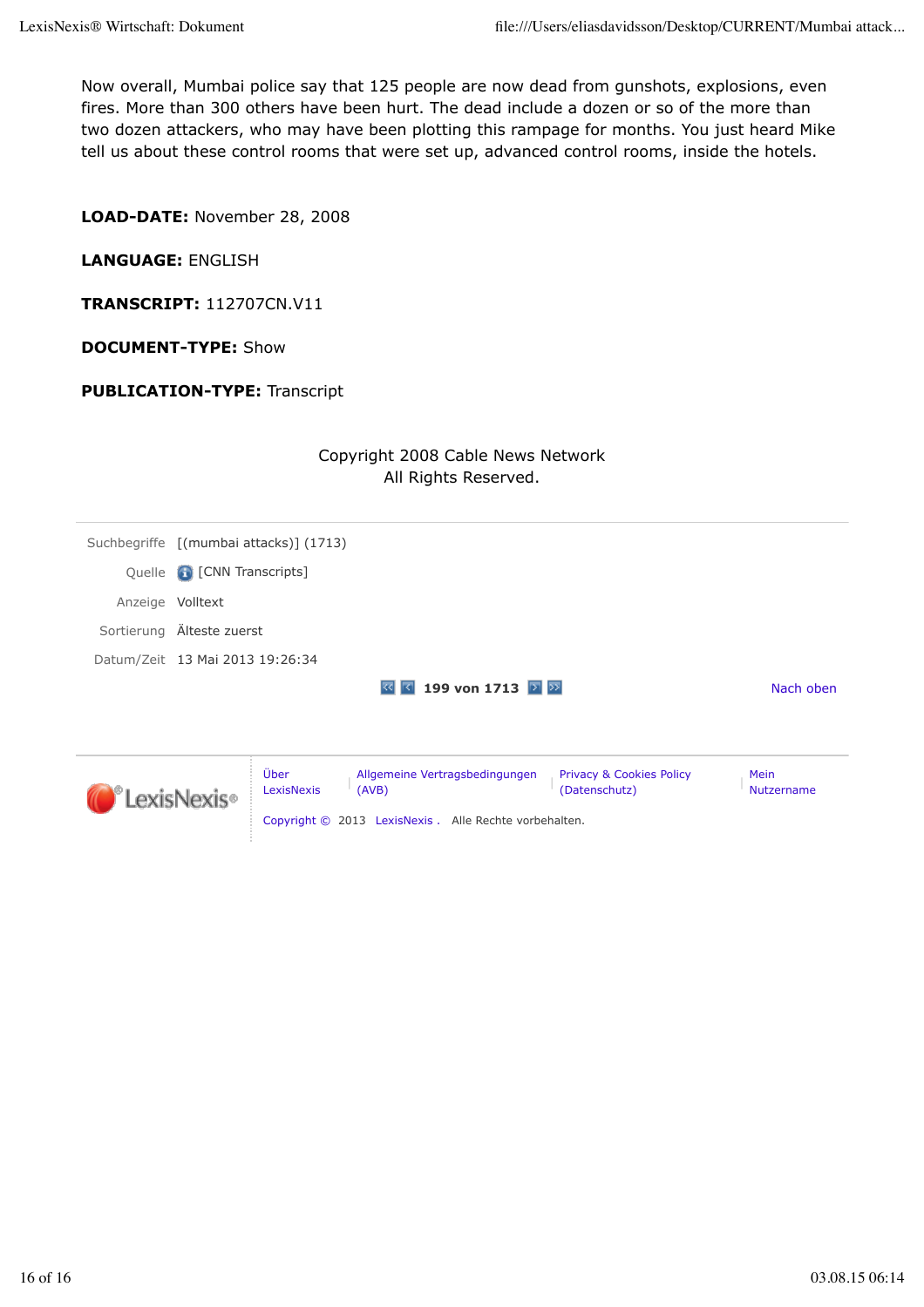Now overall, Mumbai police say that 125 people are now dead from gunshots, explosions, even fires. More than 300 others have been hurt. The dead include a dozen or so of the more than two dozen attackers, who may have been plotting this rampage for months. You just heard Mike tell us about these control rooms that were set up, advanced control rooms, inside the hotels.

**LOAD-DATE:** November 28, 2008

**LANGUAGE:** ENGLISH

**TRANSCRIPT:** 112707CN.V11

**DOCUMENT-TYPE:** Show

**PUBLICATION-TYPE:** Transcript

Copyright 2008 Cable News Network
All Rights Reserved.

| | |
|---|---|
| Suchbegriffe | [(mumbai attacks)] (1713) |
| Quelle | [CNN Transcripts] |
| Anzeige | Volltext |
| Sortierung | Älteste zuerst |
| Datum/Zeit | 13 Mai 2013 19:26:34 |

**199 von 1713**

Nach oben

Über LexisNexis | Allgemeine Vertragsbedingungen (AVB) | Privacy & Cookies Policy (Datenschutz) | Mein Nutzername

Copyright © 2013 LexisNexis . Alle Rechte vorbehalten.